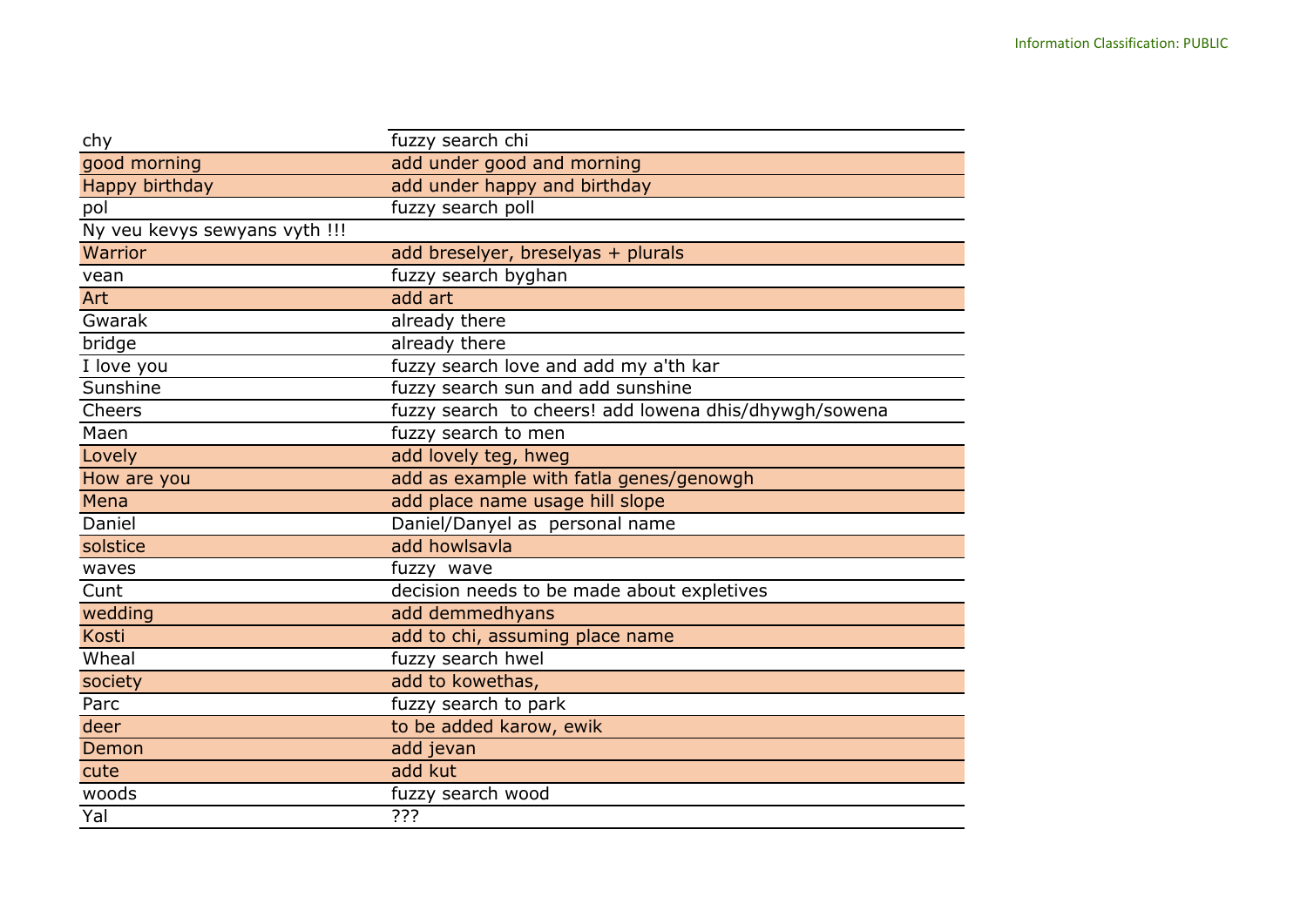| | |
|---|---|
| chy | fuzzy search chi |
| good morning | add under good and morning |
| Happy birthday | add under happy and birthday |
| pol | fuzzy search poll |
| Ny veu kevys sewyans vyth !!! | |
| Warrior | add breselyer, breselyas + plurals |
| vean | fuzzy search byghan |
| Art | add art |
| Gwarak | already there |
| bridge | already there |
| I love you | fuzzy search love and add my a'th kar |
| Sunshine | fuzzy search sun and add sunshine |
| Cheers | fuzzy search to cheers! add lowena dhis/dhywgh/sowena |
| Maen | fuzzy search to men |
| Lovely | add lovely teg, hweg |
| How are you | add as example with fatla genes/genowgh |
| Mena | add place name usage hill slope |
| Daniel | Daniel/Danyel as personal name |
| solstice | add howlsavla |
| waves | fuzzy wave |
| Cunt | decision needs to be made about expletives |
| wedding | add demmedhyans |
| Kosti | add to chi, assuming place name |
| Wheal | fuzzy search hwel |
| society | add to kowethas, |
| Parc | fuzzy search to park |
| deer | to be added karow, ewik |
| Demon | add jevan |
| cute | add kut |
| woods | fuzzy search wood |
| Yal | ??? |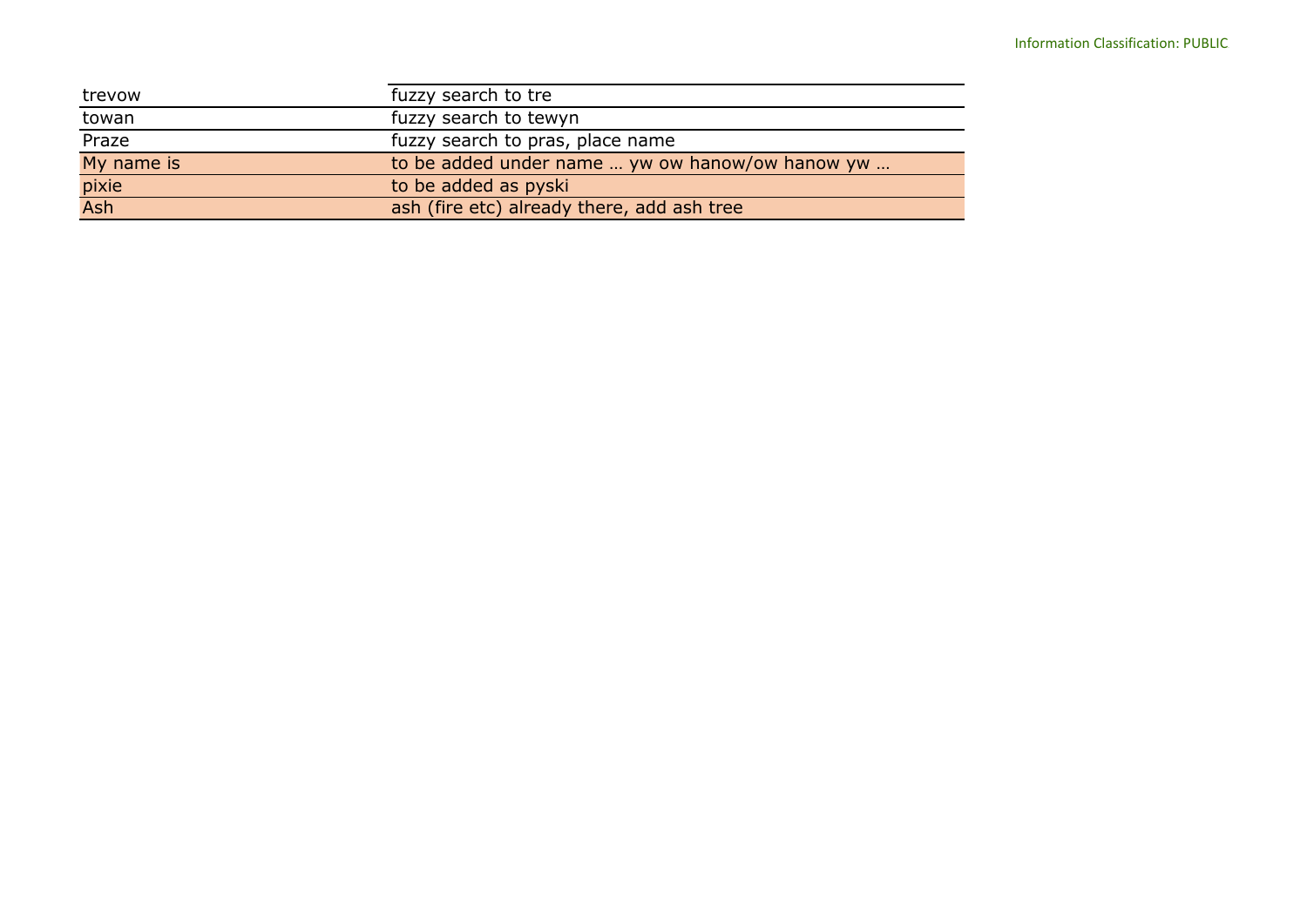| | |
|---|---|
| trevow | fuzzy search to tre |
| towan | fuzzy search to tewyn |
| Praze | fuzzy search to pras, place name |
| My name is | to be added under name … yw ow hanow/ow hanow yw … |
| pixie | to be added as pyski |
| Ash | ash (fire etc) already there, add ash tree |